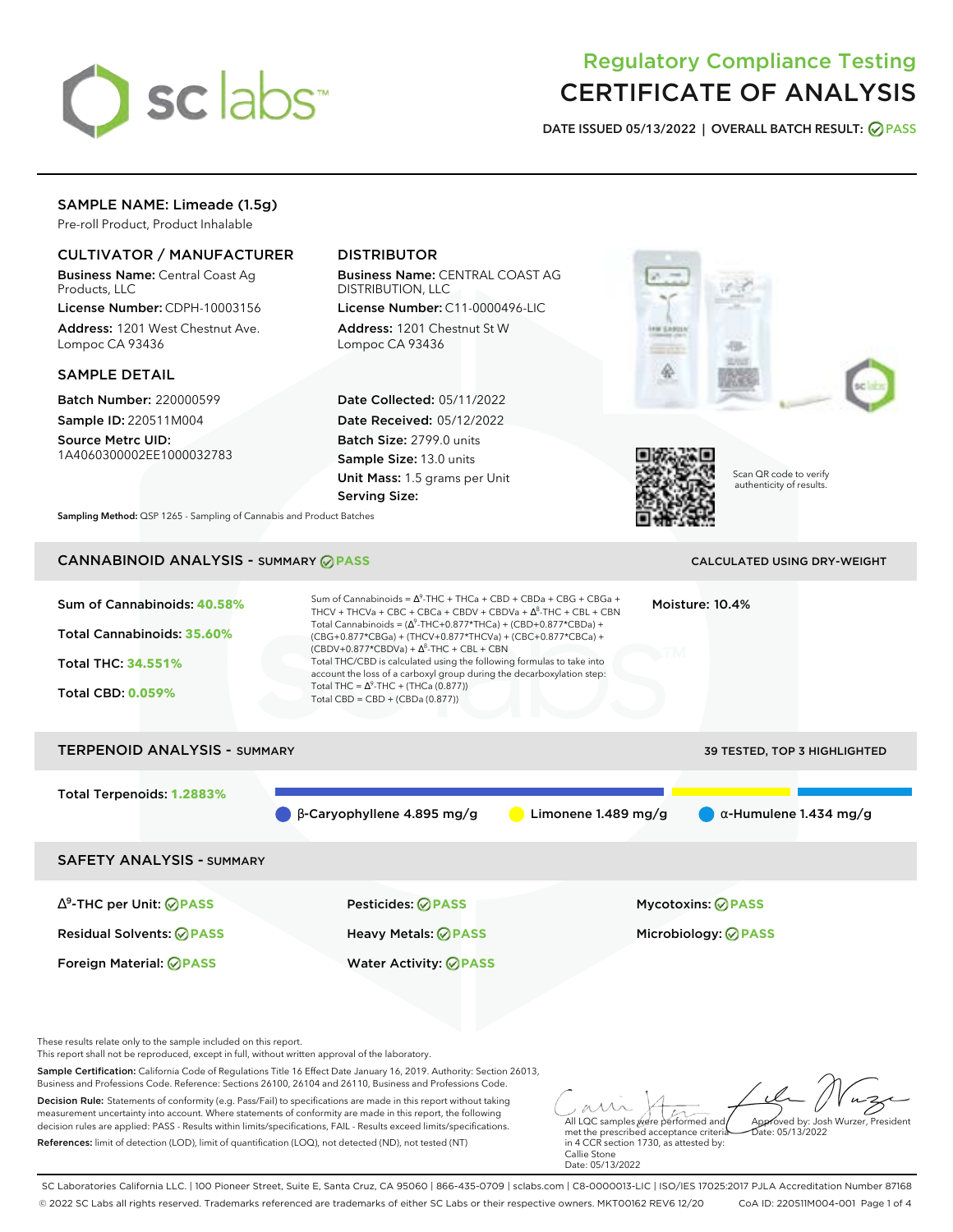# Regulatory Compliance Testing
# CERTIFICATE OF ANALYSIS

**DATE ISSUED 05/13/2022 | OVERALL BATCH RESULT: PASS**

## SAMPLE NAME: Limeade (1.5g)

Pre-roll Product, Product Inhalable

### CULTIVATOR / MANUFACTURER

**Business Name:** Central Coast Ag Products, LLC

**License Number:** CDPH-10003156

**Address:** 1201 West Chestnut Ave. Lompoc CA 93436

### DISTRIBUTOR

**Business Name:** CENTRAL COAST AG DISTRIBUTION, LLC

**License Number:** C11-0000496-LIC

**Address:** 1201 Chestnut St W Lompoc CA 93436

### SAMPLE DETAIL

**Batch Number:** 220000599

**Sample ID:** 220511M004

**Source Metrc UID:** 1A4060300002EE1000032783

**Date Collected:** 05/11/2022

**Date Received:** 05/12/2022

**Batch Size:** 2799.0 units

**Sample Size:** 13.0 units

**Unit Mass:** 1.5 grams per Unit

**Serving Size:**

Scan QR code to verify authenticity of results.

**Sampling Method:** QSP 1265 - Sampling of Cannabis and Product Batches

## CANNABINOID ANALYSIS - SUMMARY PASS

CALCULATED USING DRY-WEIGHT

**Sum of Cannabinoids: 40.58%**

**Total Cannabinoids: 35.60%**

**Total THC: 34.551%**

**Total CBD: 0.059%**

Sum of Cannabinoids = $\Delta^9$-THC + THCa + CBD + CBDa + CBG + CBGa + THCV + THCVa + CBC + CBCa + CBDV + CBDVa + $\Delta^8$-THC + CBL + CBN

Total Cannabinoids = ($\Delta^9$-THC+0.877*THCa) + (CBD+0.877*CBDa) + (CBG+0.877*CBGa) + (THCV+0.877*THCVa) + (CBC+0.877*CBCa) + (CBDV+0.877*CBDVa) + $\Delta^8$-THC + CBL + CBN

Total THC/CBD is calculated using the following formulas to take into account the loss of a carboxyl group during the decarboxylation step:

Total THC = $\Delta^9$-THC + (THCa (0.877))

Total CBD = CBD + (CBDa (0.877))

**Moisture:** 10.4%

## TERPENOID ANALYSIS - SUMMARY

39 TESTED, TOP 3 HIGHLIGHTED

**Total Terpenoids: 1.2883%**

β-Caryophyllene 4.895 mg/g | Limonene 1.489 mg/g | α-Humulene 1.434 mg/g

## SAFETY ANALYSIS - SUMMARY

| | | |
|---|---|---|
| $\Delta^9$-THC per Unit: PASS | Pesticides: PASS | Mycotoxins: PASS |
| Residual Solvents: PASS | Heavy Metals: PASS | Microbiology: PASS |
| Foreign Material: PASS | Water Activity: PASS | |

These results relate only to the sample included on this report.
This report shall not be reproduced, except in full, without written approval of the laboratory.

**Sample Certification:** California Code of Regulations Title 16 Effect Date January 16, 2019. Authority: Section 26013, Business and Professions Code. Reference: Sections 26100, 26104 and 26110, Business and Professions Code.

**Decision Rule:** Statements of conformity (e.g. Pass/Fail) to specifications are made in this report without taking measurement uncertainty into account. Where statements of conformity are made in this report, the following decision rules are applied: PASS - Results within limits/specifications, FAIL - Results exceed limits/specifications.

**References:** limit of detection (LOD), limit of quantification (LOQ), not detected (ND), not tested (NT)

All LQC samples were performed and met the prescribed acceptance criteria in 4 CCR section 1730, as attested by: Callie Stone
Date: 05/13/2022

Approved by: Josh Wurzer, President
Date: 05/13/2022

SC Laboratories California LLC. | 100 Pioneer Street, Suite E, Santa Cruz, CA 95060 | 866-435-0709 | sclabs.com | C8-0000013-LIC | ISO/IES 17025:2017 PJLA Accreditation Number 87168
© 2022 SC Labs all rights reserved. Trademarks referenced are trademarks of either SC Labs or their respective owners. MKT00162 REV6 12/20 CoA ID: 220511M004-001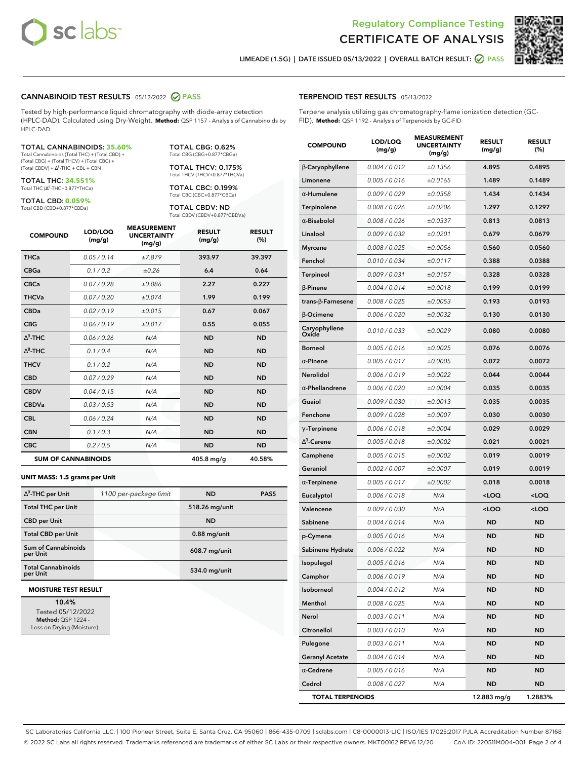Regulatory Compliance Testing
# CERTIFICATE OF ANALYSIS

LIMEADE (1.5G) | DATE ISSUED 05/13/2022 | OVERALL BATCH RESULT: PASS

## CANNABINOID TEST RESULTS - 05/12/2022 PASS

Tested by high-performance liquid chromatography with diode-array detection (HPLC-DAD). Calculated using Dry-Weight. **Method:** QSP 1157 - Analysis of Cannabinoids by HPLC-DAD

**TOTAL CANNABINOIDS: 35.60%**
Total Cannabinoids (Total THC) + (Total CBD) + (Total CBG) + (Total THCV) + (Total CBC) + (Total CBDV) + $\Delta^8$-THC + CBL + CBN

**TOTAL THC: 34.551%**
Total THC ($\Delta^9$-THC+0.877*THCa)

**TOTAL CBD: 0.059%**
Total CBD (CBD+0.877*CBDa)

**TOTAL CBG: 0.62%**
Total CBG (CBG+0.877*CBGa)

**TOTAL THCV: 0.175%**
Total THCV (THCV+0.877*THCVa)

**TOTAL CBC: 0.199%**
Total CBC (CBC+0.877*CBCa)

**TOTAL CBDV: ND**
Total CBDV (CBDV+0.877*CBDVa)

| COMPOUND | LOD/LOQ (mg/g) | MEASUREMENT UNCERTAINTY (mg/g) | RESULT (mg/g) | RESULT (%) |
|---|---|---|---|---|
| THCa | 0.05 / 0.14 | ±7.879 | 393.97 | 39.397 |
| CBGa | 0.1 / 0.2 | ±0.26 | 6.4 | 0.64 |
| CBCa | 0.07 / 0.28 | ±0.086 | 2.27 | 0.227 |
| THCVa | 0.07 / 0.20 | ±0.074 | 1.99 | 0.199 |
| CBDa | 0.02 / 0.19 | ±0.015 | 0.67 | 0.067 |
| CBG | 0.06 / 0.19 | ±0.017 | 0.55 | 0.055 |
| $\Delta^9$-THC | 0.06 / 0.26 | N/A | ND | ND |
| $\Delta^8$-THC | 0.1 / 0.4 | N/A | ND | ND |
| THCV | 0.1 / 0.2 | N/A | ND | ND |
| CBD | 0.07 / 0.29 | N/A | ND | ND |
| CBDV | 0.04 / 0.15 | N/A | ND | ND |
| CBDVa | 0.03 / 0.53 | N/A | ND | ND |
| CBL | 0.06 / 0.24 | N/A | ND | ND |
| CBN | 0.1 / 0.3 | N/A | ND | ND |
| CBC | 0.2 / 0.5 | N/A | ND | ND |
| **SUM OF CANNABINOIDS** | | | **405.8 mg/g** | **40.58%** |

**UNIT MASS: 1.5 grams per Unit**

| | | | |
|---|---|---|---|
| $\Delta^9$-THC per Unit | 1100 per-package limit | ND | PASS |
| Total THC per Unit | | 518.26 mg/unit | |
| CBD per Unit | | ND | |
| Total CBD per Unit | | 0.88 mg/unit | |
| Sum of Cannabinoids per Unit | | 608.7 mg/unit | |
| Total Cannabinoids per Unit | | 534.0 mg/unit | |

**MOISTURE TEST RESULT**

10.4%
Tested 05/12/2022
**Method:** QSP 1224 - Loss on Drying (Moisture)

## TERPENOID TEST RESULTS - 05/13/2022

Terpene analysis utilizing gas chromatography-flame ionization detection (GC-FID). **Method:** QSP 1192 - Analysis of Terpenoids by GC-FID

| COMPOUND | LOD/LOQ (mg/g) | MEASUREMENT UNCERTAINTY (mg/g) | RESULT (mg/g) | RESULT (%) |
|---|---|---|---|---|
| β-Caryophyllene | 0.004 / 0.012 | ±0.1356 | 4.895 | 0.4895 |
| Limonene | 0.005 / 0.016 | ±0.0165 | 1.489 | 0.1489 |
| α-Humulene | 0.009 / 0.029 | ±0.0358 | 1.434 | 0.1434 |
| Terpinolene | 0.008 / 0.026 | ±0.0206 | 1.297 | 0.1297 |
| α-Bisabolol | 0.008 / 0.026 | ±0.0337 | 0.813 | 0.0813 |
| Linalool | 0.009 / 0.032 | ±0.0201 | 0.679 | 0.0679 |
| Myrcene | 0.008 / 0.025 | ±0.0056 | 0.560 | 0.0560 |
| Fenchol | 0.010 / 0.034 | ±0.0117 | 0.388 | 0.0388 |
| Terpineol | 0.009 / 0.031 | ±0.0157 | 0.328 | 0.0328 |
| β-Pinene | 0.004 / 0.014 | ±0.0018 | 0.199 | 0.0199 |
| trans-β-Farnesene | 0.008 / 0.025 | ±0.0053 | 0.193 | 0.0193 |
| β-Ocimene | 0.006 / 0.020 | ±0.0032 | 0.130 | 0.0130 |
| Caryophyllene Oxide | 0.010 / 0.033 | ±0.0029 | 0.080 | 0.0080 |
| Borneol | 0.005 / 0.016 | ±0.0025 | 0.076 | 0.0076 |
| α-Pinene | 0.005 / 0.017 | ±0.0005 | 0.072 | 0.0072 |
| Nerolidol | 0.006 / 0.019 | ±0.0022 | 0.044 | 0.0044 |
| α-Phellandrene | 0.006 / 0.020 | ±0.0004 | 0.035 | 0.0035 |
| Guaiol | 0.009 / 0.030 | ±0.0013 | 0.035 | 0.0035 |
| Fenchone | 0.009 / 0.028 | ±0.0007 | 0.030 | 0.0030 |
| γ-Terpinene | 0.006 / 0.018 | ±0.0004 | 0.029 | 0.0029 |
| $\Delta^3$-Carene | 0.005 / 0.018 | ±0.0002 | 0.021 | 0.0021 |
| Camphene | 0.005 / 0.015 | ±0.0002 | 0.019 | 0.0019 |
| Geraniol | 0.002 / 0.007 | ±0.0007 | 0.019 | 0.0019 |
| α-Terpinene | 0.005 / 0.017 | ±0.0002 | 0.018 | 0.0018 |
| Eucalyptol | 0.006 / 0.018 | N/A | <LOQ | <LOQ |
| Valencene | 0.009 / 0.030 | N/A | <LOQ | <LOQ |
| Sabinene | 0.004 / 0.014 | N/A | ND | ND |
| p-Cymene | 0.005 / 0.016 | N/A | ND | ND |
| Sabinene Hydrate | 0.006 / 0.022 | N/A | ND | ND |
| Isopulegol | 0.005 / 0.016 | N/A | ND | ND |
| Camphor | 0.006 / 0.019 | N/A | ND | ND |
| Isoborneol | 0.004 / 0.012 | N/A | ND | ND |
| Menthol | 0.008 / 0.025 | N/A | ND | ND |
| Nerol | 0.003 / 0.011 | N/A | ND | ND |
| Citronellol | 0.003 / 0.010 | N/A | ND | ND |
| Pulegone | 0.003 / 0.011 | N/A | ND | ND |
| Geranyl Acetate | 0.004 / 0.014 | N/A | ND | ND |
| α-Cedrene | 0.005 / 0.016 | N/A | ND | ND |
| Cedrol | 0.008 / 0.027 | N/A | ND | ND |
| **TOTAL TERPENOIDS** | | | **12.883 mg/g** | **1.2883%** |

SC Laboratories California LLC. | 100 Pioneer Street, Suite E, Santa Cruz, CA 95060 | 866-435-0709 | sclabs.com | C8-0000013-LIC | ISO/IES 17025:2017 PJLA Accreditation Number 87168
© 2022 SC Labs all rights reserved. Trademarks referenced are trademarks of either SC Labs or their respective owners. MKT00162 REV6 12/20 CoA ID: 220511M004-001